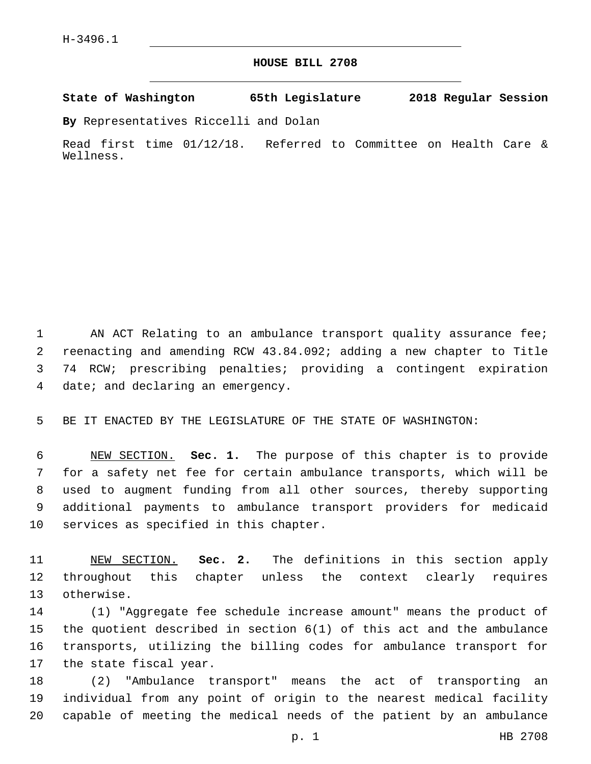H-3496.1

# HOUSE BILL 2708

**State of Washington 65th Legislature 2018 Regular Session**

**By** Representatives Riccelli and Dolan

Read first time 01/12/18. Referred to Committee on Health Care & Wellness.

AN ACT Relating to an ambulance transport quality assurance fee; reenacting and amending RCW 43.84.092; adding a new chapter to Title 74 RCW; prescribing penalties; providing a contingent expiration date; and declaring an emergency.

BE IT ENACTED BY THE LEGISLATURE OF THE STATE OF WASHINGTON:

NEW SECTION. **Sec. 1.** The purpose of this chapter is to provide for a safety net fee for certain ambulance transports, which will be used to augment funding from all other sources, thereby supporting additional payments to ambulance transport providers for medicaid services as specified in this chapter.

NEW SECTION. **Sec. 2.** The definitions in this section apply throughout this chapter unless the context clearly requires otherwise.

(1) "Aggregate fee schedule increase amount" means the product of the quotient described in section 6(1) of this act and the ambulance transports, utilizing the billing codes for ambulance transport for the state fiscal year.

(2) "Ambulance transport" means the act of transporting an individual from any point of origin to the nearest medical facility capable of meeting the medical needs of the patient by an ambulance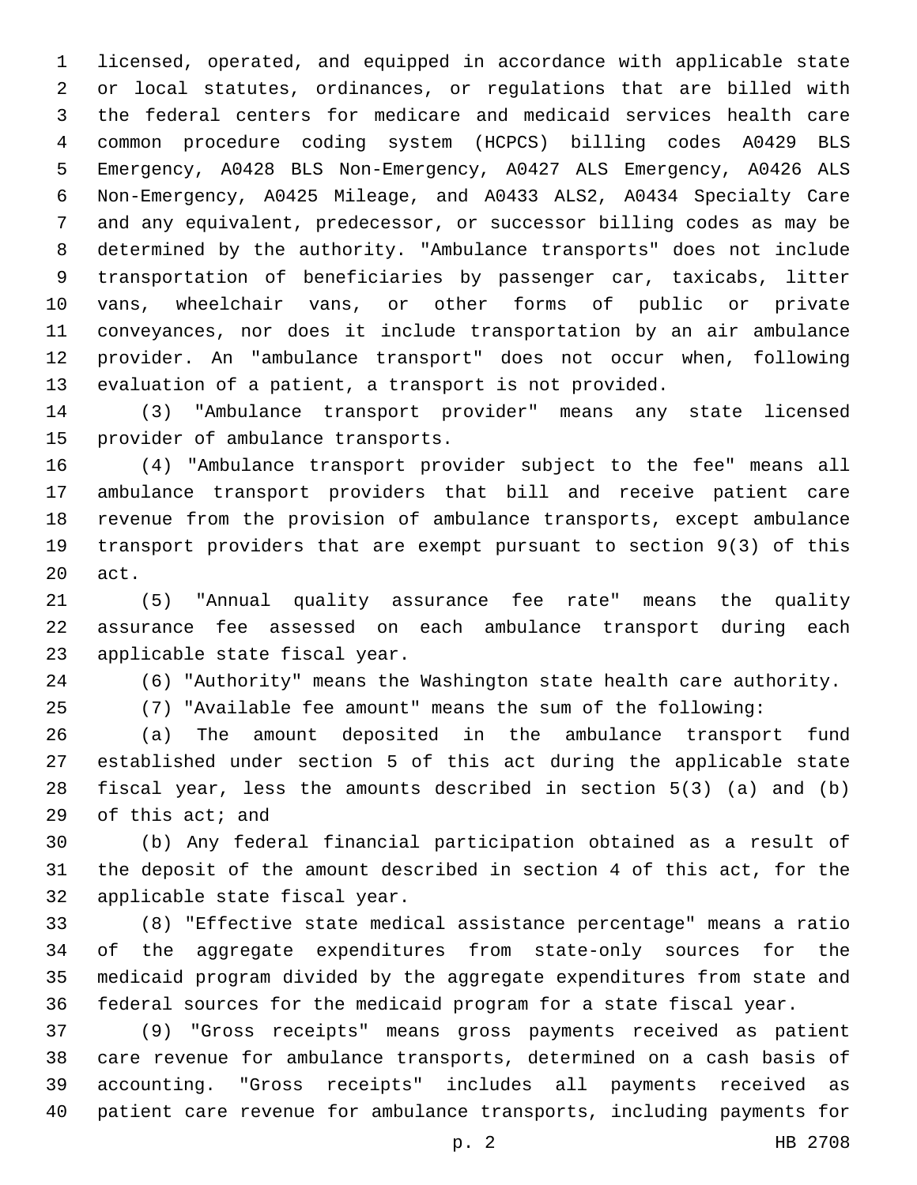licensed, operated, and equipped in accordance with applicable state or local statutes, ordinances, or regulations that are billed with the federal centers for medicare and medicaid services health care common procedure coding system (HCPCS) billing codes A0429 BLS Emergency, A0428 BLS Non-Emergency, A0427 ALS Emergency, A0426 ALS Non-Emergency, A0425 Mileage, and A0433 ALS2, A0434 Specialty Care and any equivalent, predecessor, or successor billing codes as may be determined by the authority. "Ambulance transports" does not include transportation of beneficiaries by passenger car, taxicabs, litter vans, wheelchair vans, or other forms of public or private conveyances, nor does it include transportation by an air ambulance provider. An "ambulance transport" does not occur when, following evaluation of a patient, a transport is not provided.

(3) "Ambulance transport provider" means any state licensed provider of ambulance transports.

(4) "Ambulance transport provider subject to the fee" means all ambulance transport providers that bill and receive patient care revenue from the provision of ambulance transports, except ambulance transport providers that are exempt pursuant to section 9(3) of this act.

(5) "Annual quality assurance fee rate" means the quality assurance fee assessed on each ambulance transport during each applicable state fiscal year.

(6) "Authority" means the Washington state health care authority.

(7) "Available fee amount" means the sum of the following:

(a) The amount deposited in the ambulance transport fund established under section 5 of this act during the applicable state fiscal year, less the amounts described in section 5(3) (a) and (b) of this act; and

(b) Any federal financial participation obtained as a result of the deposit of the amount described in section 4 of this act, for the applicable state fiscal year.

(8) "Effective state medical assistance percentage" means a ratio of the aggregate expenditures from state-only sources for the medicaid program divided by the aggregate expenditures from state and federal sources for the medicaid program for a state fiscal year.

(9) "Gross receipts" means gross payments received as patient care revenue for ambulance transports, determined on a cash basis of accounting. "Gross receipts" includes all payments received as patient care revenue for ambulance transports, including payments for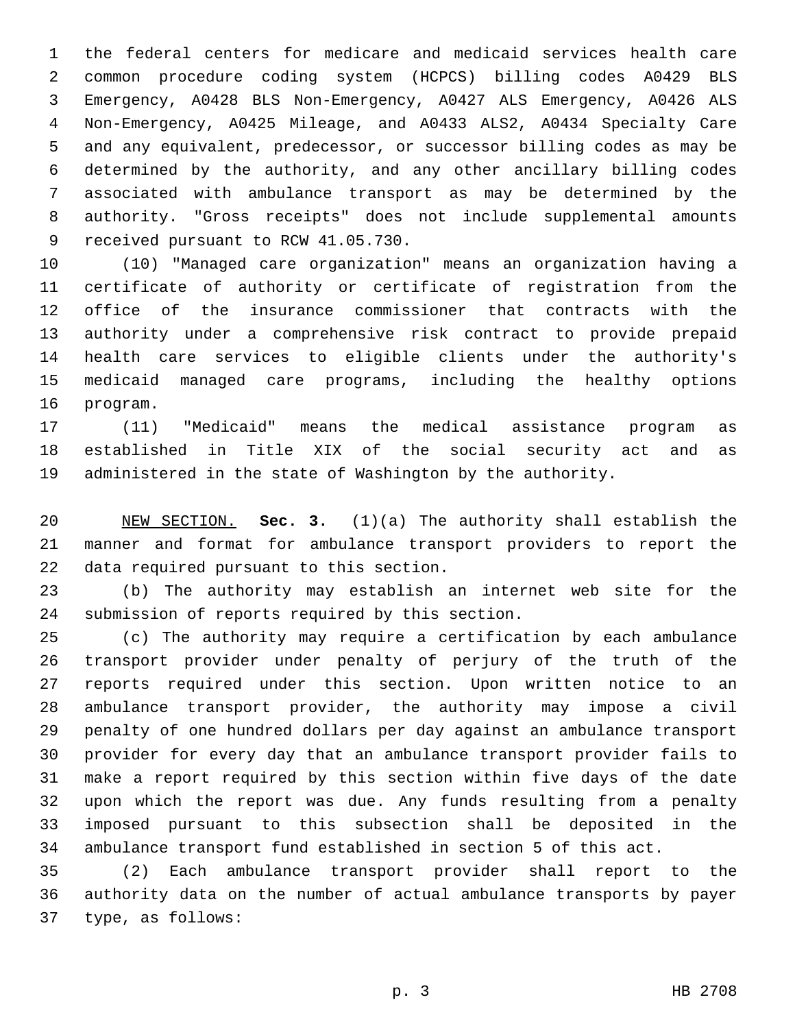the federal centers for medicare and medicaid services health care common procedure coding system (HCPCS) billing codes A0429 BLS Emergency, A0428 BLS Non-Emergency, A0427 ALS Emergency, A0426 ALS Non-Emergency, A0425 Mileage, and A0433 ALS2, A0434 Specialty Care and any equivalent, predecessor, or successor billing codes as may be determined by the authority, and any other ancillary billing codes associated with ambulance transport as may be determined by the authority. "Gross receipts" does not include supplemental amounts received pursuant to RCW 41.05.730.

(10) "Managed care organization" means an organization having a certificate of authority or certificate of registration from the office of the insurance commissioner that contracts with the authority under a comprehensive risk contract to provide prepaid health care services to eligible clients under the authority's medicaid managed care programs, including the healthy options program.

(11) "Medicaid" means the medical assistance program as established in Title XIX of the social security act and as administered in the state of Washington by the authority.

NEW SECTION. **Sec. 3.** (1)(a) The authority shall establish the manner and format for ambulance transport providers to report the data required pursuant to this section.

(b) The authority may establish an internet web site for the submission of reports required by this section.

(c) The authority may require a certification by each ambulance transport provider under penalty of perjury of the truth of the reports required under this section. Upon written notice to an ambulance transport provider, the authority may impose a civil penalty of one hundred dollars per day against an ambulance transport provider for every day that an ambulance transport provider fails to make a report required by this section within five days of the date upon which the report was due. Any funds resulting from a penalty imposed pursuant to this subsection shall be deposited in the ambulance transport fund established in section 5 of this act.

(2) Each ambulance transport provider shall report to the authority data on the number of actual ambulance transports by payer type, as follows: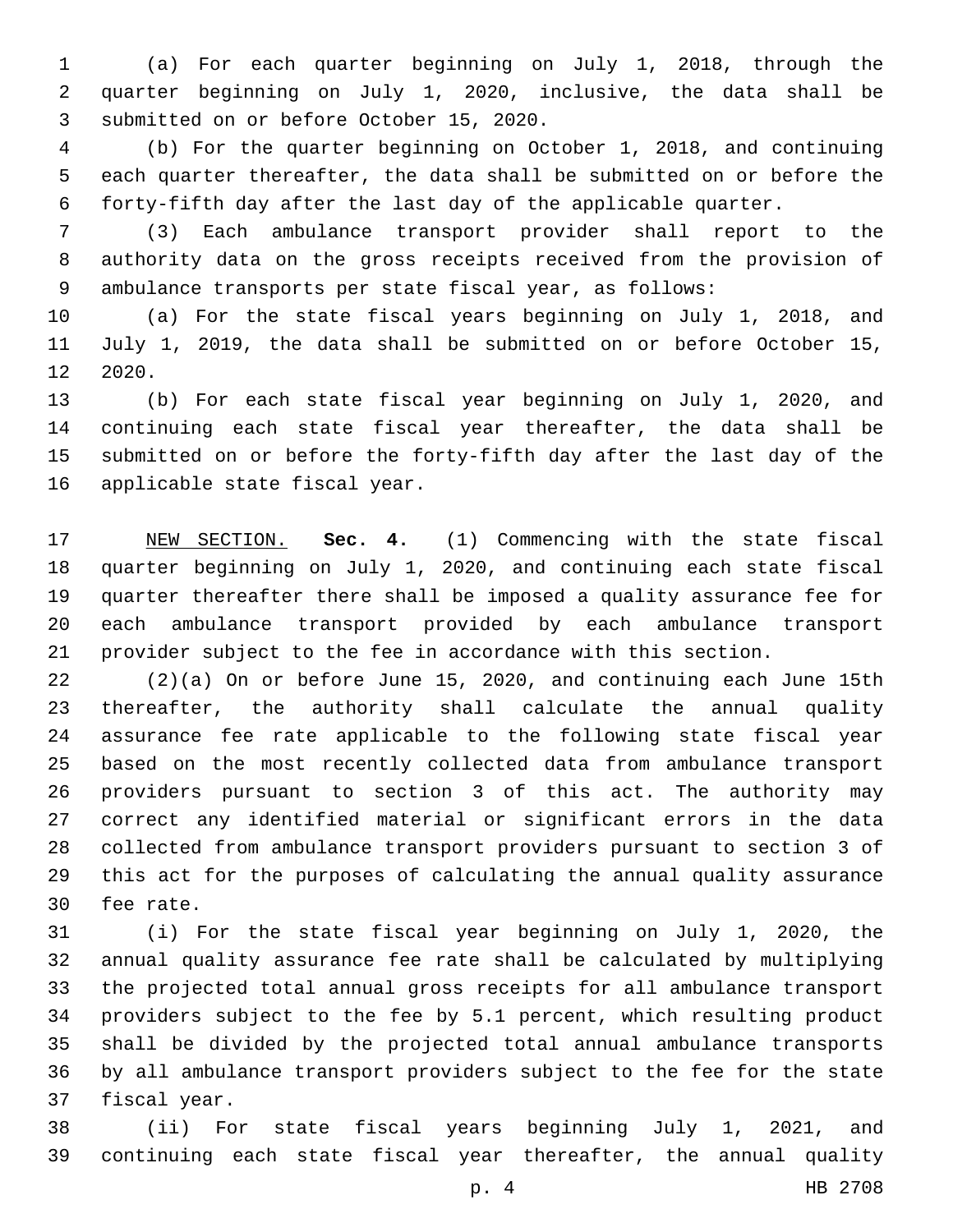(a) For each quarter beginning on July 1, 2018, through the quarter beginning on July 1, 2020, inclusive, the data shall be submitted on or before October 15, 2020.

(b) For the quarter beginning on October 1, 2018, and continuing each quarter thereafter, the data shall be submitted on or before the forty-fifth day after the last day of the applicable quarter.

(3) Each ambulance transport provider shall report to the authority data on the gross receipts received from the provision of ambulance transports per state fiscal year, as follows:

(a) For the state fiscal years beginning on July 1, 2018, and July 1, 2019, the data shall be submitted on or before October 15, 2020.

(b) For each state fiscal year beginning on July 1, 2020, and continuing each state fiscal year thereafter, the data shall be submitted on or before the forty-fifth day after the last day of the applicable state fiscal year.

NEW SECTION. **Sec. 4.** (1) Commencing with the state fiscal quarter beginning on July 1, 2020, and continuing each state fiscal quarter thereafter there shall be imposed a quality assurance fee for each ambulance transport provided by each ambulance transport provider subject to the fee in accordance with this section.

(2)(a) On or before June 15, 2020, and continuing each June 15th thereafter, the authority shall calculate the annual quality assurance fee rate applicable to the following state fiscal year based on the most recently collected data from ambulance transport providers pursuant to section 3 of this act. The authority may correct any identified material or significant errors in the data collected from ambulance transport providers pursuant to section 3 of this act for the purposes of calculating the annual quality assurance fee rate.

(i) For the state fiscal year beginning on July 1, 2020, the annual quality assurance fee rate shall be calculated by multiplying the projected total annual gross receipts for all ambulance transport providers subject to the fee by 5.1 percent, which resulting product shall be divided by the projected total annual ambulance transports by all ambulance transport providers subject to the fee for the state fiscal year.

(ii) For state fiscal years beginning July 1, 2021, and continuing each state fiscal year thereafter, the annual quality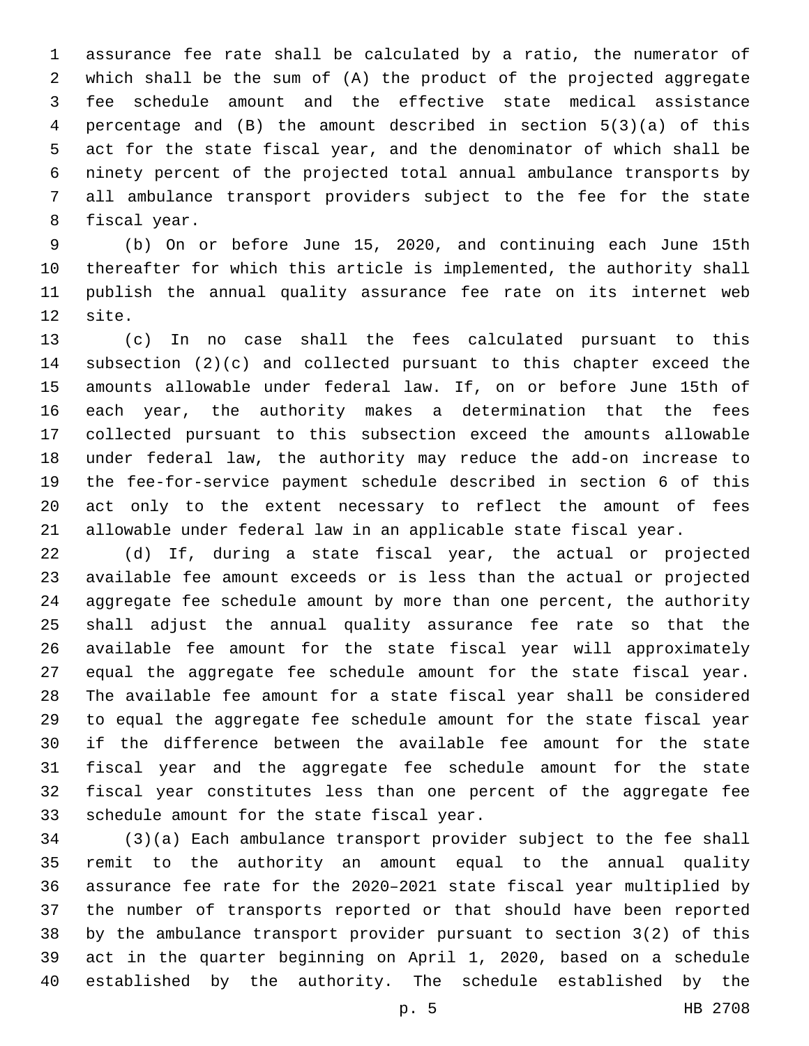assurance fee rate shall be calculated by a ratio, the numerator of which shall be the sum of (A) the product of the projected aggregate fee schedule amount and the effective state medical assistance percentage and (B) the amount described in section 5(3)(a) of this act for the state fiscal year, and the denominator of which shall be ninety percent of the projected total annual ambulance transports by all ambulance transport providers subject to the fee for the state fiscal year.

(b) On or before June 15, 2020, and continuing each June 15th thereafter for which this article is implemented, the authority shall publish the annual quality assurance fee rate on its internet web site.

(c) In no case shall the fees calculated pursuant to this subsection (2)(c) and collected pursuant to this chapter exceed the amounts allowable under federal law. If, on or before June 15th of each year, the authority makes a determination that the fees collected pursuant to this subsection exceed the amounts allowable under federal law, the authority may reduce the add-on increase to the fee-for-service payment schedule described in section 6 of this act only to the extent necessary to reflect the amount of fees allowable under federal law in an applicable state fiscal year.

(d) If, during a state fiscal year, the actual or projected available fee amount exceeds or is less than the actual or projected aggregate fee schedule amount by more than one percent, the authority shall adjust the annual quality assurance fee rate so that the available fee amount for the state fiscal year will approximately equal the aggregate fee schedule amount for the state fiscal year. The available fee amount for a state fiscal year shall be considered to equal the aggregate fee schedule amount for the state fiscal year if the difference between the available fee amount for the state fiscal year and the aggregate fee schedule amount for the state fiscal year constitutes less than one percent of the aggregate fee schedule amount for the state fiscal year.

(3)(a) Each ambulance transport provider subject to the fee shall remit to the authority an amount equal to the annual quality assurance fee rate for the 2020–2021 state fiscal year multiplied by the number of transports reported or that should have been reported by the ambulance transport provider pursuant to section 3(2) of this act in the quarter beginning on April 1, 2020, based on a schedule established by the authority. The schedule established by the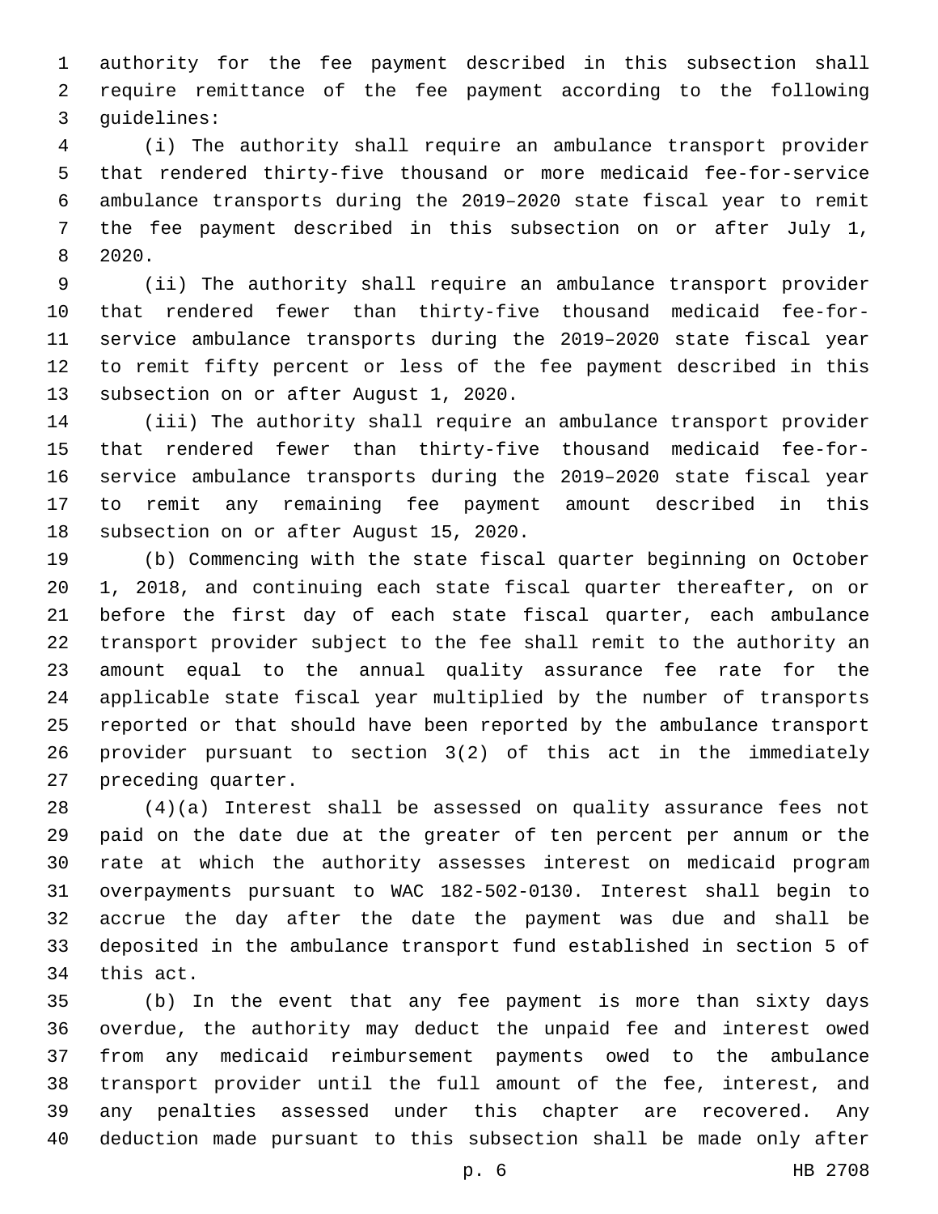authority for the fee payment described in this subsection shall require remittance of the fee payment according to the following guidelines:

(i) The authority shall require an ambulance transport provider that rendered thirty-five thousand or more medicaid fee-for-service ambulance transports during the 2019–2020 state fiscal year to remit the fee payment described in this subsection on or after July 1, 2020.

(ii) The authority shall require an ambulance transport provider that rendered fewer than thirty-five thousand medicaid fee-for-service ambulance transports during the 2019–2020 state fiscal year to remit fifty percent or less of the fee payment described in this subsection on or after August 1, 2020.

(iii) The authority shall require an ambulance transport provider that rendered fewer than thirty-five thousand medicaid fee-for-service ambulance transports during the 2019–2020 state fiscal year to remit any remaining fee payment amount described in this subsection on or after August 15, 2020.

(b) Commencing with the state fiscal quarter beginning on October 1, 2018, and continuing each state fiscal quarter thereafter, on or before the first day of each state fiscal quarter, each ambulance transport provider subject to the fee shall remit to the authority an amount equal to the annual quality assurance fee rate for the applicable state fiscal year multiplied by the number of transports reported or that should have been reported by the ambulance transport provider pursuant to section 3(2) of this act in the immediately preceding quarter.

(4)(a) Interest shall be assessed on quality assurance fees not paid on the date due at the greater of ten percent per annum or the rate at which the authority assesses interest on medicaid program overpayments pursuant to WAC 182-502-0130. Interest shall begin to accrue the day after the date the payment was due and shall be deposited in the ambulance transport fund established in section 5 of this act.

(b) In the event that any fee payment is more than sixty days overdue, the authority may deduct the unpaid fee and interest owed from any medicaid reimbursement payments owed to the ambulance transport provider until the full amount of the fee, interest, and any penalties assessed under this chapter are recovered. Any deduction made pursuant to this subsection shall be made only after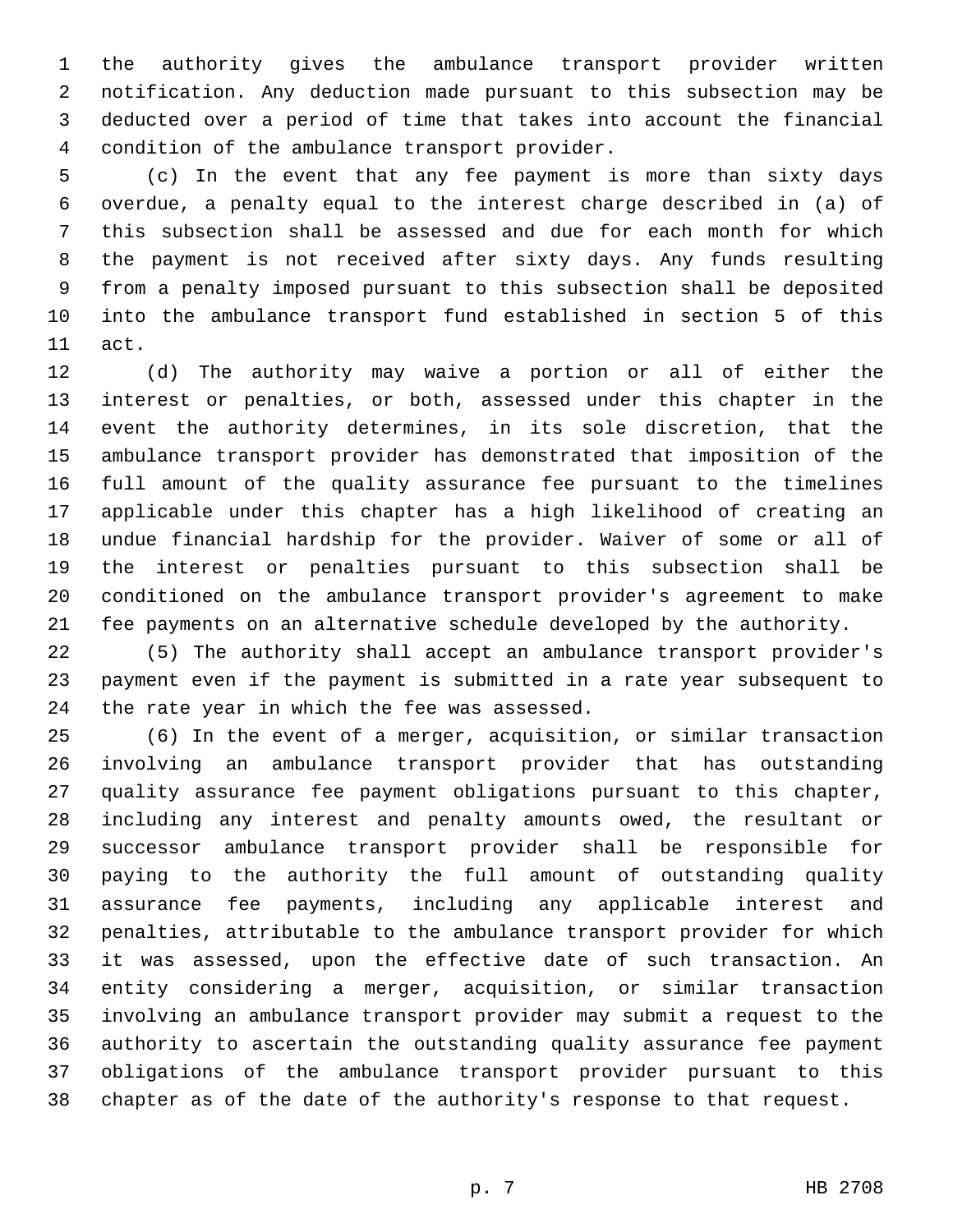the authority gives the ambulance transport provider written notification. Any deduction made pursuant to this subsection may be deducted over a period of time that takes into account the financial condition of the ambulance transport provider.

(c) In the event that any fee payment is more than sixty days overdue, a penalty equal to the interest charge described in (a) of this subsection shall be assessed and due for each month for which the payment is not received after sixty days. Any funds resulting from a penalty imposed pursuant to this subsection shall be deposited into the ambulance transport fund established in section 5 of this act.

(d) The authority may waive a portion or all of either the interest or penalties, or both, assessed under this chapter in the event the authority determines, in its sole discretion, that the ambulance transport provider has demonstrated that imposition of the full amount of the quality assurance fee pursuant to the timelines applicable under this chapter has a high likelihood of creating an undue financial hardship for the provider. Waiver of some or all of the interest or penalties pursuant to this subsection shall be conditioned on the ambulance transport provider's agreement to make fee payments on an alternative schedule developed by the authority.

(5) The authority shall accept an ambulance transport provider's payment even if the payment is submitted in a rate year subsequent to the rate year in which the fee was assessed.

(6) In the event of a merger, acquisition, or similar transaction involving an ambulance transport provider that has outstanding quality assurance fee payment obligations pursuant to this chapter, including any interest and penalty amounts owed, the resultant or successor ambulance transport provider shall be responsible for paying to the authority the full amount of outstanding quality assurance fee payments, including any applicable interest and penalties, attributable to the ambulance transport provider for which it was assessed, upon the effective date of such transaction. An entity considering a merger, acquisition, or similar transaction involving an ambulance transport provider may submit a request to the authority to ascertain the outstanding quality assurance fee payment obligations of the ambulance transport provider pursuant to this chapter as of the date of the authority's response to that request.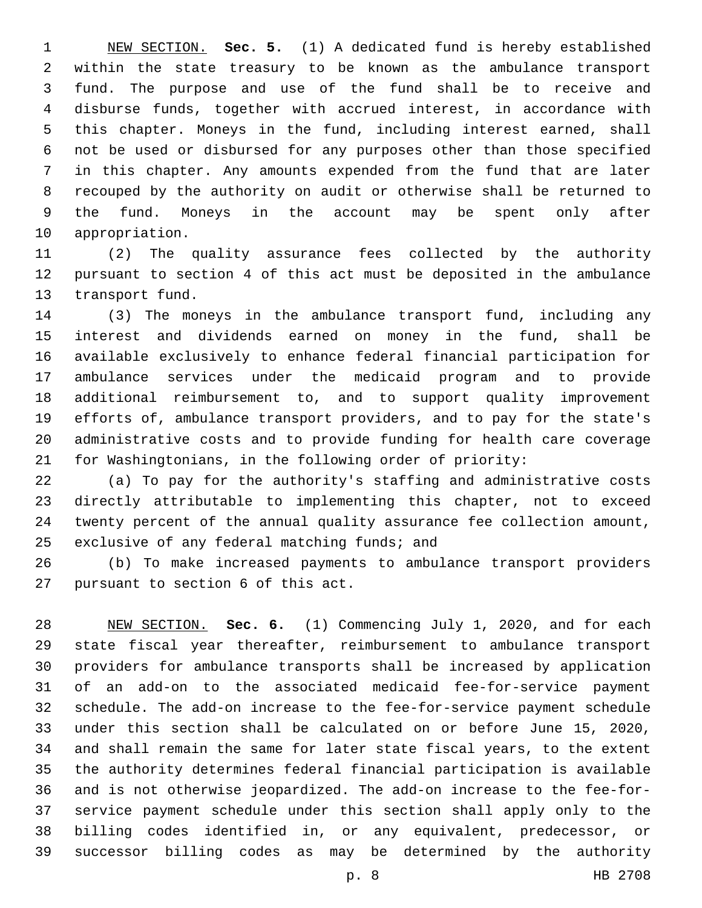NEW SECTION. **Sec. 5.** (1) A dedicated fund is hereby established within the state treasury to be known as the ambulance transport fund. The purpose and use of the fund shall be to receive and disburse funds, together with accrued interest, in accordance with this chapter. Moneys in the fund, including interest earned, shall not be used or disbursed for any purposes other than those specified in this chapter. Any amounts expended from the fund that are later recouped by the authority on audit or otherwise shall be returned to the fund. Moneys in the account may be spent only after appropriation.

(2) The quality assurance fees collected by the authority pursuant to section 4 of this act must be deposited in the ambulance transport fund.

(3) The moneys in the ambulance transport fund, including any interest and dividends earned on money in the fund, shall be available exclusively to enhance federal financial participation for ambulance services under the medicaid program and to provide additional reimbursement to, and to support quality improvement efforts of, ambulance transport providers, and to pay for the state's administrative costs and to provide funding for health care coverage for Washingtonians, in the following order of priority:

(a) To pay for the authority's staffing and administrative costs directly attributable to implementing this chapter, not to exceed twenty percent of the annual quality assurance fee collection amount, exclusive of any federal matching funds; and

(b) To make increased payments to ambulance transport providers pursuant to section 6 of this act.

NEW SECTION. **Sec. 6.** (1) Commencing July 1, 2020, and for each state fiscal year thereafter, reimbursement to ambulance transport providers for ambulance transports shall be increased by application of an add-on to the associated medicaid fee-for-service payment schedule. The add-on increase to the fee-for-service payment schedule under this section shall be calculated on or before June 15, 2020, and shall remain the same for later state fiscal years, to the extent the authority determines federal financial participation is available and is not otherwise jeopardized. The add-on increase to the fee-for-service payment schedule under this section shall apply only to the billing codes identified in, or any equivalent, predecessor, or successor billing codes as may be determined by the authority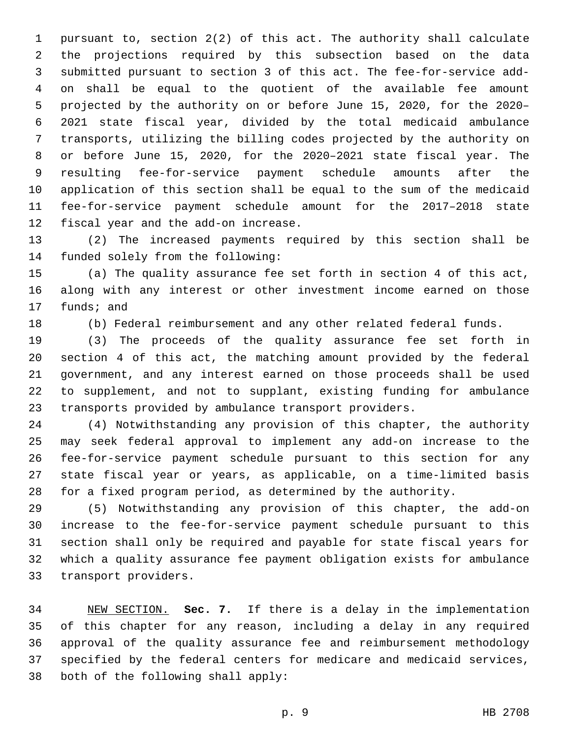pursuant to, section 2(2) of this act. The authority shall calculate the projections required by this subsection based on the data submitted pursuant to section 3 of this act. The fee-for-service add-on shall be equal to the quotient of the available fee amount projected by the authority on or before June 15, 2020, for the 2020–2021 state fiscal year, divided by the total medicaid ambulance transports, utilizing the billing codes projected by the authority on or before June 15, 2020, for the 2020–2021 state fiscal year. The resulting fee-for-service payment schedule amounts after the application of this section shall be equal to the sum of the medicaid fee-for-service payment schedule amount for the 2017–2018 state fiscal year and the add-on increase.

(2) The increased payments required by this section shall be funded solely from the following:

(a) The quality assurance fee set forth in section 4 of this act, along with any interest or other investment income earned on those funds; and

(b) Federal reimbursement and any other related federal funds.

(3) The proceeds of the quality assurance fee set forth in section 4 of this act, the matching amount provided by the federal government, and any interest earned on those proceeds shall be used to supplement, and not to supplant, existing funding for ambulance transports provided by ambulance transport providers.

(4) Notwithstanding any provision of this chapter, the authority may seek federal approval to implement any add-on increase to the fee-for-service payment schedule pursuant to this section for any state fiscal year or years, as applicable, on a time-limited basis for a fixed program period, as determined by the authority.

(5) Notwithstanding any provision of this chapter, the add-on increase to the fee-for-service payment schedule pursuant to this section shall only be required and payable for state fiscal years for which a quality assurance fee payment obligation exists for ambulance transport providers.

NEW SECTION. **Sec. 7.** If there is a delay in the implementation of this chapter for any reason, including a delay in any required approval of the quality assurance fee and reimbursement methodology specified by the federal centers for medicare and medicaid services, both of the following shall apply: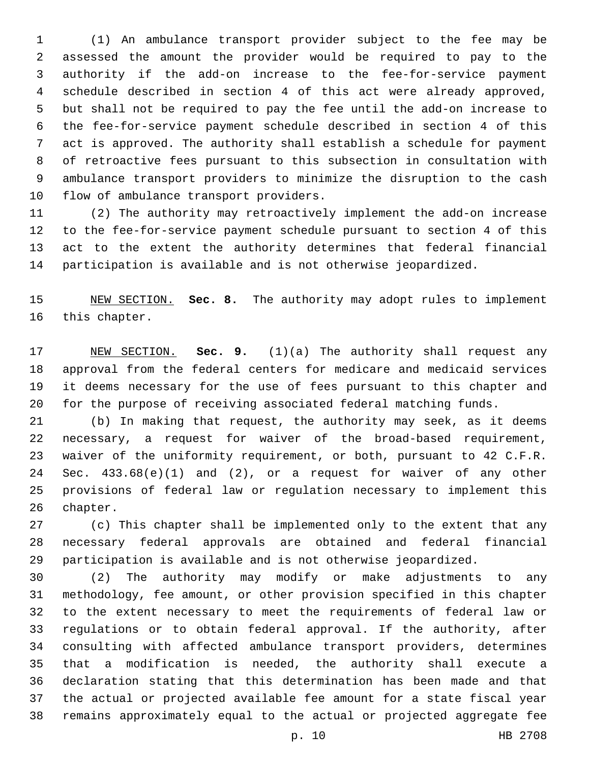(1) An ambulance transport provider subject to the fee may be assessed the amount the provider would be required to pay to the authority if the add-on increase to the fee-for-service payment schedule described in section 4 of this act were already approved, but shall not be required to pay the fee until the add-on increase to the fee-for-service payment schedule described in section 4 of this act is approved. The authority shall establish a schedule for payment of retroactive fees pursuant to this subsection in consultation with ambulance transport providers to minimize the disruption to the cash flow of ambulance transport providers.

(2) The authority may retroactively implement the add-on increase to the fee-for-service payment schedule pursuant to section 4 of this act to the extent the authority determines that federal financial participation is available and is not otherwise jeopardized.

NEW SECTION. **Sec. 8.** The authority may adopt rules to implement this chapter.

NEW SECTION. **Sec. 9.** (1)(a) The authority shall request any approval from the federal centers for medicare and medicaid services it deems necessary for the use of fees pursuant to this chapter and for the purpose of receiving associated federal matching funds.

(b) In making that request, the authority may seek, as it deems necessary, a request for waiver of the broad-based requirement, waiver of the uniformity requirement, or both, pursuant to 42 C.F.R. Sec. 433.68(e)(1) and (2), or a request for waiver of any other provisions of federal law or regulation necessary to implement this chapter.

(c) This chapter shall be implemented only to the extent that any necessary federal approvals are obtained and federal financial participation is available and is not otherwise jeopardized.

(2) The authority may modify or make adjustments to any methodology, fee amount, or other provision specified in this chapter to the extent necessary to meet the requirements of federal law or regulations or to obtain federal approval. If the authority, after consulting with affected ambulance transport providers, determines that a modification is needed, the authority shall execute a declaration stating that this determination has been made and that the actual or projected available fee amount for a state fiscal year remains approximately equal to the actual or projected aggregate fee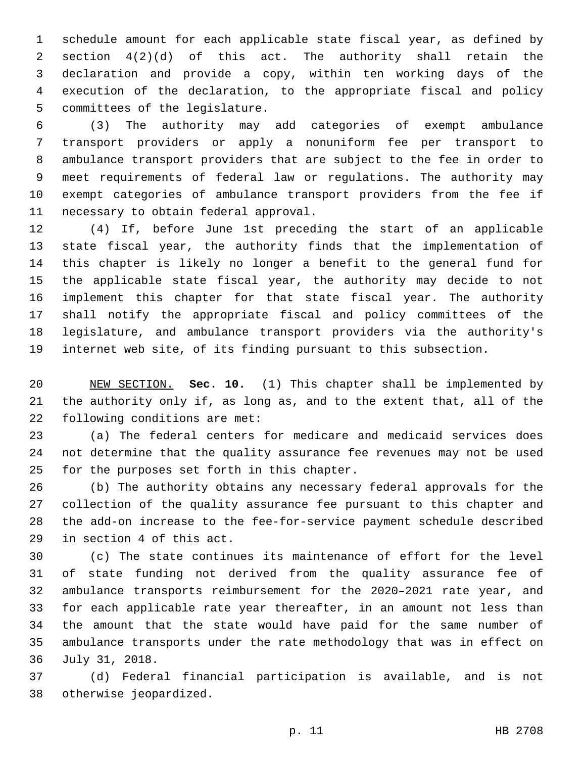schedule amount for each applicable state fiscal year, as defined by section 4(2)(d) of this act. The authority shall retain the declaration and provide a copy, within ten working days of the execution of the declaration, to the appropriate fiscal and policy committees of the legislature.

(3) The authority may add categories of exempt ambulance transport providers or apply a nonuniform fee per transport to ambulance transport providers that are subject to the fee in order to meet requirements of federal law or regulations. The authority may exempt categories of ambulance transport providers from the fee if necessary to obtain federal approval.

(4) If, before June 1st preceding the start of an applicable state fiscal year, the authority finds that the implementation of this chapter is likely no longer a benefit to the general fund for the applicable state fiscal year, the authority may decide to not implement this chapter for that state fiscal year. The authority shall notify the appropriate fiscal and policy committees of the legislature, and ambulance transport providers via the authority's internet web site, of its finding pursuant to this subsection.

NEW SECTION. **Sec. 10.** (1) This chapter shall be implemented by the authority only if, as long as, and to the extent that, all of the following conditions are met:

(a) The federal centers for medicare and medicaid services does not determine that the quality assurance fee revenues may not be used for the purposes set forth in this chapter.

(b) The authority obtains any necessary federal approvals for the collection of the quality assurance fee pursuant to this chapter and the add-on increase to the fee-for-service payment schedule described in section 4 of this act.

(c) The state continues its maintenance of effort for the level of state funding not derived from the quality assurance fee of ambulance transports reimbursement for the 2020–2021 rate year, and for each applicable rate year thereafter, in an amount not less than the amount that the state would have paid for the same number of ambulance transports under the rate methodology that was in effect on July 31, 2018.

(d) Federal financial participation is available, and is not otherwise jeopardized.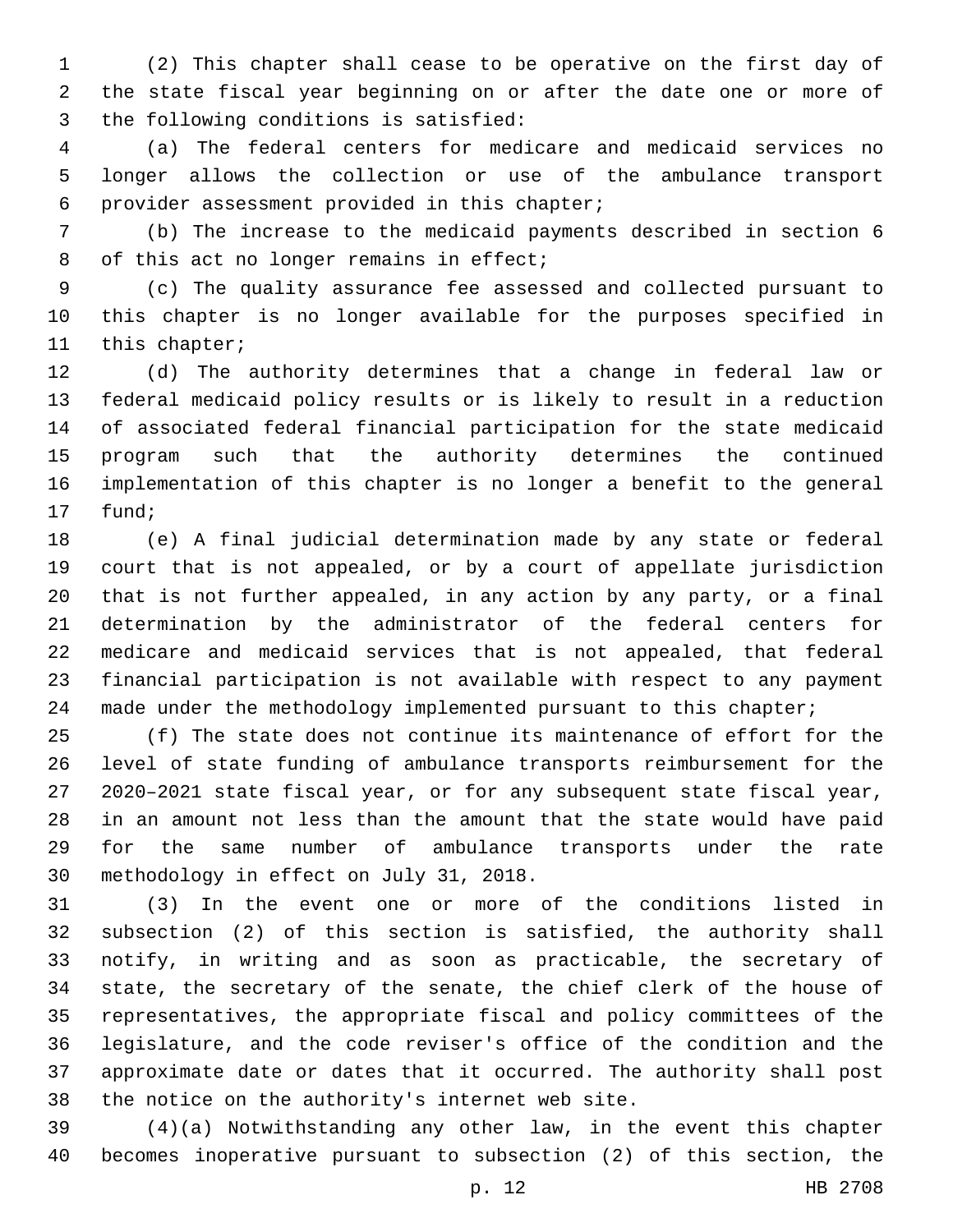(2) This chapter shall cease to be operative on the first day of the state fiscal year beginning on or after the date one or more of the following conditions is satisfied:

(a) The federal centers for medicare and medicaid services no longer allows the collection or use of the ambulance transport provider assessment provided in this chapter;

(b) The increase to the medicaid payments described in section 6 of this act no longer remains in effect;

(c) The quality assurance fee assessed and collected pursuant to this chapter is no longer available for the purposes specified in this chapter;

(d) The authority determines that a change in federal law or federal medicaid policy results or is likely to result in a reduction of associated federal financial participation for the state medicaid program such that the authority determines the continued implementation of this chapter is no longer a benefit to the general fund;

(e) A final judicial determination made by any state or federal court that is not appealed, or by a court of appellate jurisdiction that is not further appealed, in any action by any party, or a final determination by the administrator of the federal centers for medicare and medicaid services that is not appealed, that federal financial participation is not available with respect to any payment made under the methodology implemented pursuant to this chapter;

(f) The state does not continue its maintenance of effort for the level of state funding of ambulance transports reimbursement for the 2020–2021 state fiscal year, or for any subsequent state fiscal year, in an amount not less than the amount that the state would have paid for the same number of ambulance transports under the rate methodology in effect on July 31, 2018.

(3) In the event one or more of the conditions listed in subsection (2) of this section is satisfied, the authority shall notify, in writing and as soon as practicable, the secretary of state, the secretary of the senate, the chief clerk of the house of representatives, the appropriate fiscal and policy committees of the legislature, and the code reviser's office of the condition and the approximate date or dates that it occurred. The authority shall post the notice on the authority's internet web site.

(4)(a) Notwithstanding any other law, in the event this chapter becomes inoperative pursuant to subsection (2) of this section, the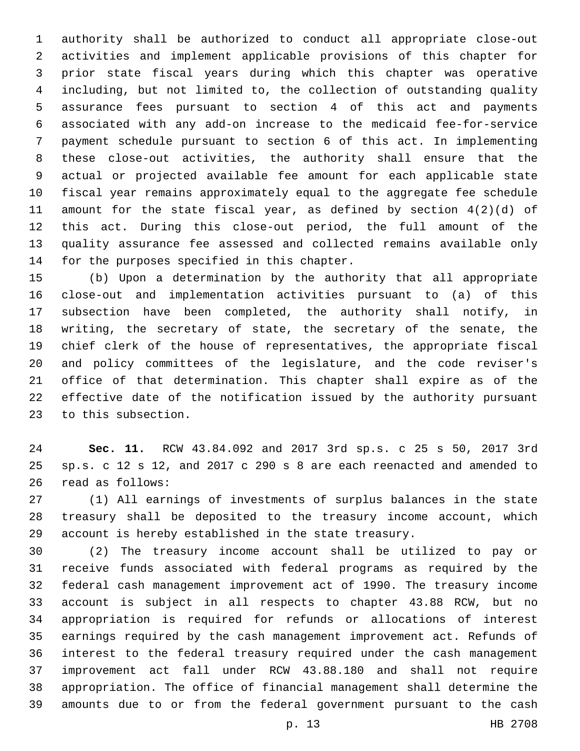authority shall be authorized to conduct all appropriate close-out activities and implement applicable provisions of this chapter for prior state fiscal years during which this chapter was operative including, but not limited to, the collection of outstanding quality assurance fees pursuant to section 4 of this act and payments associated with any add-on increase to the medicaid fee-for-service payment schedule pursuant to section 6 of this act. In implementing these close-out activities, the authority shall ensure that the actual or projected available fee amount for each applicable state fiscal year remains approximately equal to the aggregate fee schedule amount for the state fiscal year, as defined by section 4(2)(d) of this act. During this close-out period, the full amount of the quality assurance fee assessed and collected remains available only for the purposes specified in this chapter.

(b) Upon a determination by the authority that all appropriate close-out and implementation activities pursuant to (a) of this subsection have been completed, the authority shall notify, in writing, the secretary of state, the secretary of the senate, the chief clerk of the house of representatives, the appropriate fiscal and policy committees of the legislature, and the code reviser's office of that determination. This chapter shall expire as of the effective date of the notification issued by the authority pursuant to this subsection.

**Sec. 11.** RCW 43.84.092 and 2017 3rd sp.s. c 25 s 50, 2017 3rd sp.s. c 12 s 12, and 2017 c 290 s 8 are each reenacted and amended to read as follows:

(1) All earnings of investments of surplus balances in the state treasury shall be deposited to the treasury income account, which account is hereby established in the state treasury.

(2) The treasury income account shall be utilized to pay or receive funds associated with federal programs as required by the federal cash management improvement act of 1990. The treasury income account is subject in all respects to chapter 43.88 RCW, but no appropriation is required for refunds or allocations of interest earnings required by the cash management improvement act. Refunds of interest to the federal treasury required under the cash management improvement act fall under RCW 43.88.180 and shall not require appropriation. The office of financial management shall determine the amounts due to or from the federal government pursuant to the cash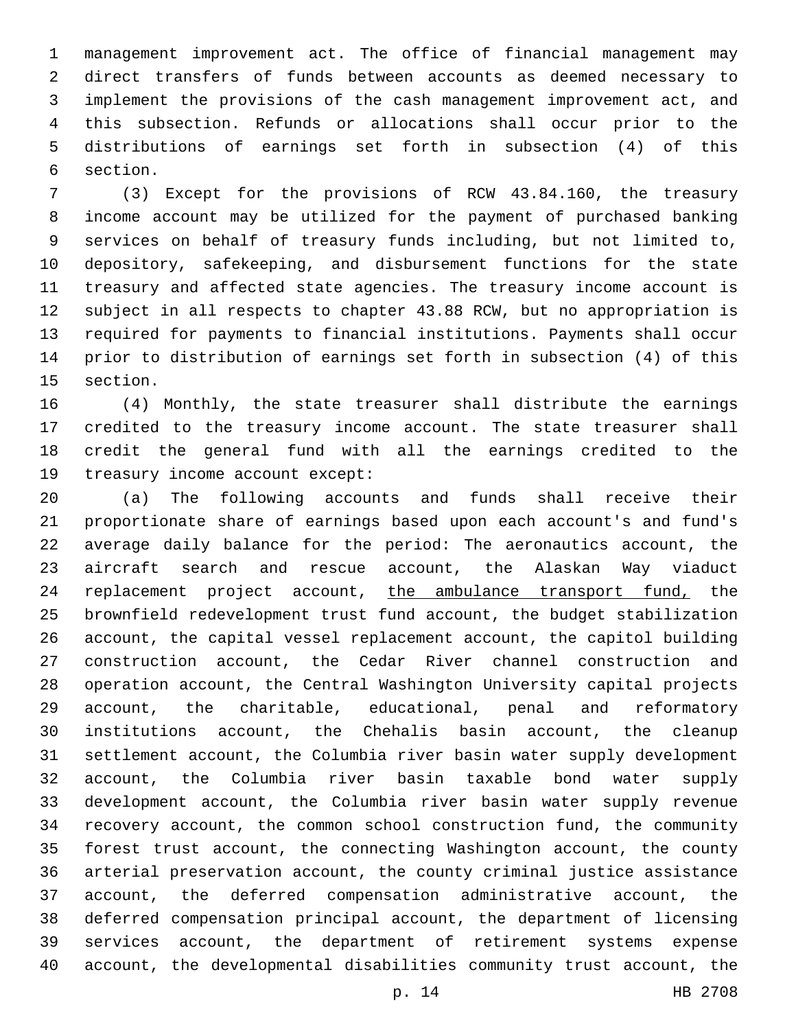management improvement act. The office of financial management may direct transfers of funds between accounts as deemed necessary to implement the provisions of the cash management improvement act, and this subsection. Refunds or allocations shall occur prior to the distributions of earnings set forth in subsection (4) of this section.

(3) Except for the provisions of RCW 43.84.160, the treasury income account may be utilized for the payment of purchased banking services on behalf of treasury funds including, but not limited to, depository, safekeeping, and disbursement functions for the state treasury and affected state agencies. The treasury income account is subject in all respects to chapter 43.88 RCW, but no appropriation is required for payments to financial institutions. Payments shall occur prior to distribution of earnings set forth in subsection (4) of this section.

(4) Monthly, the state treasurer shall distribute the earnings credited to the treasury income account. The state treasurer shall credit the general fund with all the earnings credited to the treasury income account except:

(a) The following accounts and funds shall receive their proportionate share of earnings based upon each account's and fund's average daily balance for the period: The aeronautics account, the aircraft search and rescue account, the Alaskan Way viaduct replacement project account, <u>the ambulance transport fund,</u> the brownfield redevelopment trust fund account, the budget stabilization account, the capital vessel replacement account, the capitol building construction account, the Cedar River channel construction and operation account, the Central Washington University capital projects account, the charitable, educational, penal and reformatory institutions account, the Chehalis basin account, the cleanup settlement account, the Columbia river basin water supply development account, the Columbia river basin taxable bond water supply development account, the Columbia river basin water supply revenue recovery account, the common school construction fund, the community forest trust account, the connecting Washington account, the county arterial preservation account, the county criminal justice assistance account, the deferred compensation administrative account, the deferred compensation principal account, the department of licensing services account, the department of retirement systems expense account, the developmental disabilities community trust account, the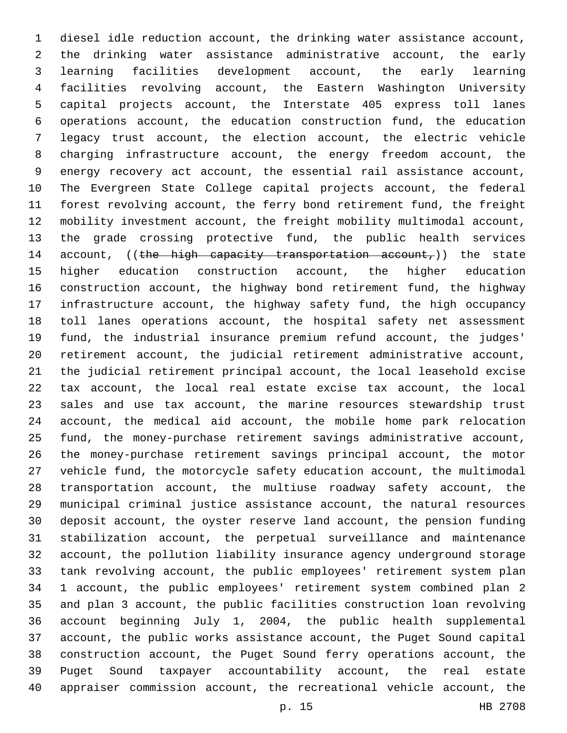diesel idle reduction account, the drinking water assistance account, the drinking water assistance administrative account, the early learning facilities development account, the early learning facilities revolving account, the Eastern Washington University capital projects account, the Interstate 405 express toll lanes operations account, the education construction fund, the education legacy trust account, the election account, the electric vehicle charging infrastructure account, the energy freedom account, the energy recovery act account, the essential rail assistance account, The Evergreen State College capital projects account, the federal forest revolving account, the ferry bond retirement fund, the freight mobility investment account, the freight mobility multimodal account, the grade crossing protective fund, the public health services account, ((~~the high capacity transportation account,~~)) the state higher education construction account, the higher education construction account, the highway bond retirement fund, the highway infrastructure account, the highway safety fund, the high occupancy toll lanes operations account, the hospital safety net assessment fund, the industrial insurance premium refund account, the judges' retirement account, the judicial retirement administrative account, the judicial retirement principal account, the local leasehold excise tax account, the local real estate excise tax account, the local sales and use tax account, the marine resources stewardship trust account, the medical aid account, the mobile home park relocation fund, the money-purchase retirement savings administrative account, the money-purchase retirement savings principal account, the motor vehicle fund, the motorcycle safety education account, the multimodal transportation account, the multiuse roadway safety account, the municipal criminal justice assistance account, the natural resources deposit account, the oyster reserve land account, the pension funding stabilization account, the perpetual surveillance and maintenance account, the pollution liability insurance agency underground storage tank revolving account, the public employees' retirement system plan 1 account, the public employees' retirement system combined plan 2 and plan 3 account, the public facilities construction loan revolving account beginning July 1, 2004, the public health supplemental account, the public works assistance account, the Puget Sound capital construction account, the Puget Sound ferry operations account, the Puget Sound taxpayer accountability account, the real estate appraiser commission account, the recreational vehicle account, the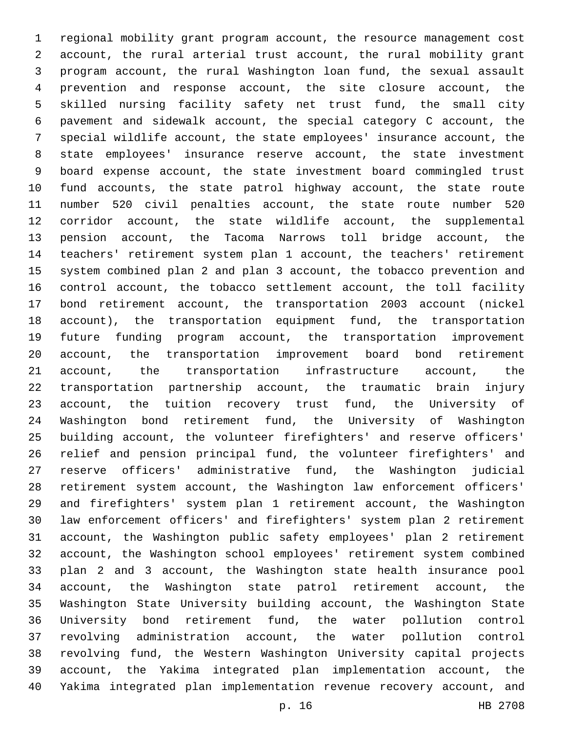regional mobility grant program account, the resource management cost account, the rural arterial trust account, the rural mobility grant program account, the rural Washington loan fund, the sexual assault prevention and response account, the site closure account, the skilled nursing facility safety net trust fund, the small city pavement and sidewalk account, the special category C account, the special wildlife account, the state employees' insurance account, the state employees' insurance reserve account, the state investment board expense account, the state investment board commingled trust fund accounts, the state patrol highway account, the state route number 520 civil penalties account, the state route number 520 corridor account, the state wildlife account, the supplemental pension account, the Tacoma Narrows toll bridge account, the teachers' retirement system plan 1 account, the teachers' retirement system combined plan 2 and plan 3 account, the tobacco prevention and control account, the tobacco settlement account, the toll facility bond retirement account, the transportation 2003 account (nickel account), the transportation equipment fund, the transportation future funding program account, the transportation improvement account, the transportation improvement board bond retirement account, the transportation infrastructure account, the transportation partnership account, the traumatic brain injury account, the tuition recovery trust fund, the University of Washington bond retirement fund, the University of Washington building account, the volunteer firefighters' and reserve officers' relief and pension principal fund, the volunteer firefighters' and reserve officers' administrative fund, the Washington judicial retirement system account, the Washington law enforcement officers' and firefighters' system plan 1 retirement account, the Washington law enforcement officers' and firefighters' system plan 2 retirement account, the Washington public safety employees' plan 2 retirement account, the Washington school employees' retirement system combined plan 2 and 3 account, the Washington state health insurance pool account, the Washington state patrol retirement account, the Washington State University building account, the Washington State University bond retirement fund, the water pollution control revolving administration account, the water pollution control revolving fund, the Western Washington University capital projects account, the Yakima integrated plan implementation account, the Yakima integrated plan implementation revenue recovery account, and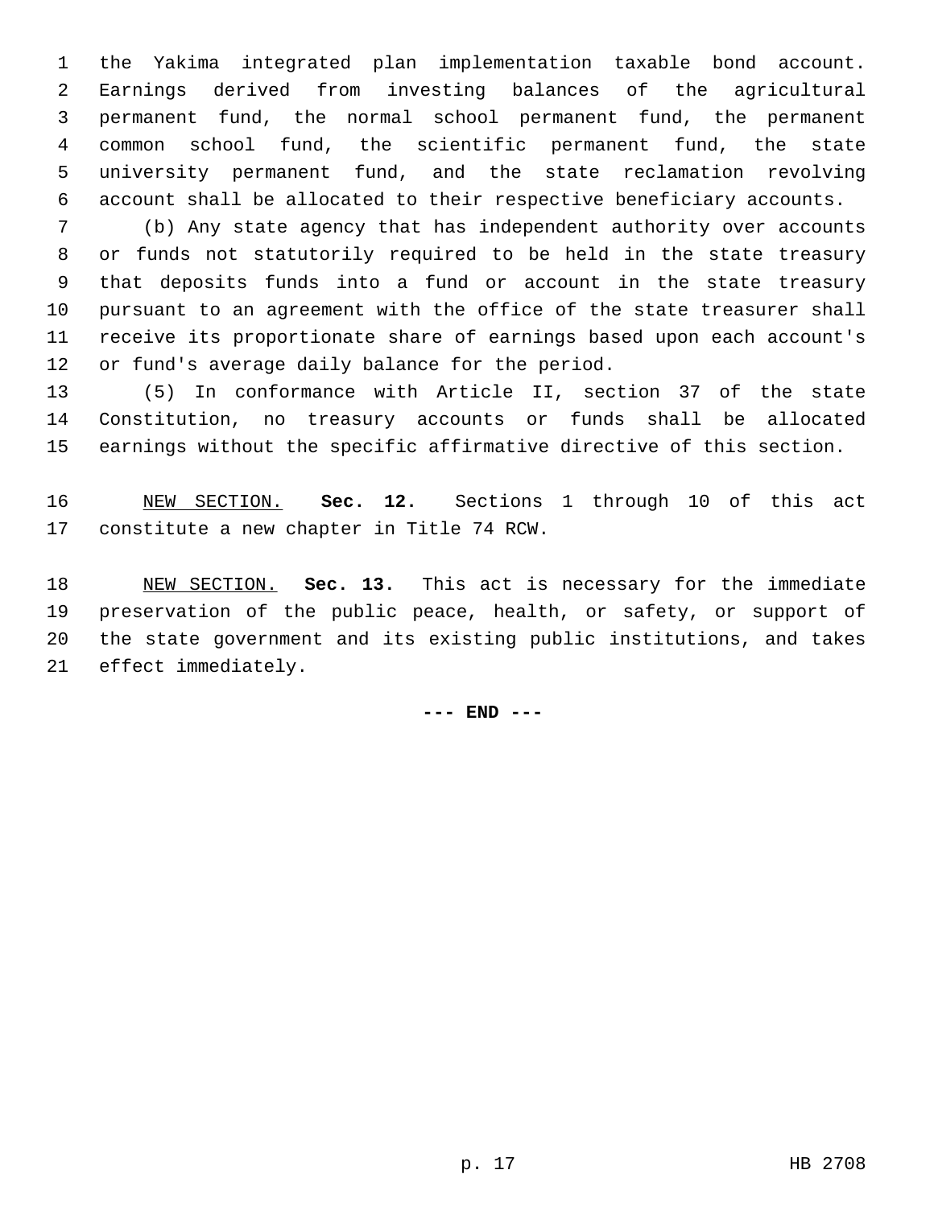the Yakima integrated plan implementation taxable bond account. Earnings derived from investing balances of the agricultural permanent fund, the normal school permanent fund, the permanent common school fund, the scientific permanent fund, the state university permanent fund, and the state reclamation revolving account shall be allocated to their respective beneficiary accounts.

(b) Any state agency that has independent authority over accounts or funds not statutorily required to be held in the state treasury that deposits funds into a fund or account in the state treasury pursuant to an agreement with the office of the state treasurer shall receive its proportionate share of earnings based upon each account's or fund's average daily balance for the period.

(5) In conformance with Article II, section 37 of the state Constitution, no treasury accounts or funds shall be allocated earnings without the specific affirmative directive of this section.

NEW SECTION. **Sec. 12.** Sections 1 through 10 of this act constitute a new chapter in Title 74 RCW.

NEW SECTION. **Sec. 13.** This act is necessary for the immediate preservation of the public peace, health, or safety, or support of the state government and its existing public institutions, and takes effect immediately.

**--- END ---**